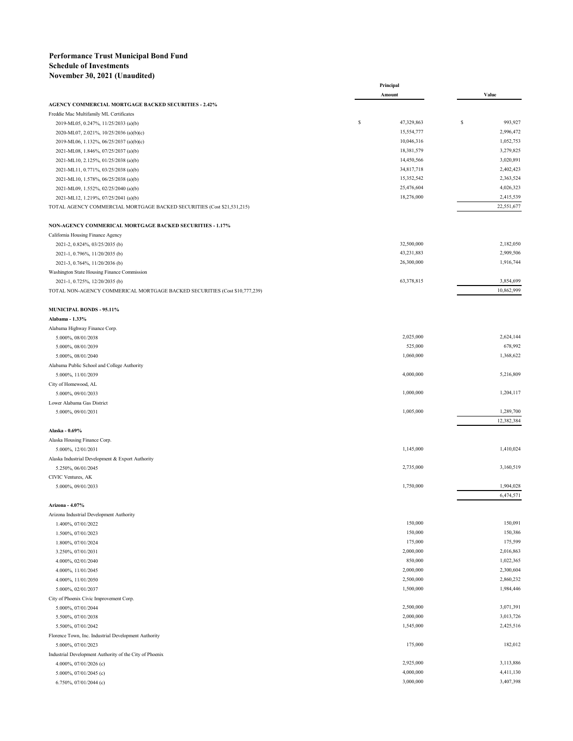**Performance Trust Municipal Bond Fund**
**Schedule of Investments**
**November 30, 2021 (Unaudited)**

| | Principal Amount | Value |
|---|---|---|
| **AGENCY COMMERCIAL MORTGAGE BACKED SECURITIES - 2.42%** | | |
| Freddie Mac Multifamily ML Certificates | | |
| 2019-ML05, 0.247%, 11/25/2033 (a)(b) | $ 47,329,863 | $ 993,927 |
| 2020-ML07, 2.021%, 10/25/2036 (a)(b)(c) | 15,554,777 | 2,996,472 |
| 2019-ML06, 1.132%, 06/25/2037 (a)(b)(c) | 10,046,316 | 1,052,753 |
| 2021-ML08, 1.846%, 07/25/2037 (a)(b) | 18,381,579 | 3,279,825 |
| 2021-ML10, 2.125%, 01/25/2038 (a)(b) | 14,450,566 | 3,020,891 |
| 2021-ML11, 0.771%, 03/25/2038 (a)(b) | 34,817,718 | 2,402,423 |
| 2021-ML10, 1.578%, 06/25/2038 (a)(b) | 15,352,542 | 2,363,524 |
| 2021-ML09, 1.552%, 02/25/2040 (a)(b) | 25,476,604 | 4,026,323 |
| 2021-ML12, 1.219%, 07/25/2041 (a)(b) | 18,276,000 | 2,415,539 |
| TOTAL AGENCY COMMERCIAL MORTGAGE BACKED SECURITIES (Cost $21,531,215) | | 22,551,677 |
| | | |
| **NON-AGENCY COMMERICAL MORTGAGE BACKED SECURITIES - 1.17%** | | |
| California Housing Finance Agency | | |
| 2021-2, 0.824%, 03/25/2035 (b) | 32,500,000 | 2,182,050 |
| 2021-1, 0.796%, 11/20/2035 (b) | 43,231,883 | 2,909,506 |
| 2021-3, 0.764%, 11/20/2036 (b) | 26,300,000 | 1,916,744 |
| Washington State Housing Finance Commission | | |
| 2021-1, 0.725%, 12/20/2035 (b) | 63,378,815 | 3,854,699 |
| TOTAL NON-AGENCY COMMERICAL MORTGAGE BACKED SECURITIES (Cost $10,777,239) | | 10,862,999 |
| | | |
| **MUNICIPAL BONDS - 95.11%** | | |
| **Alabama - 1.33%** | | |
| Alabama Highway Finance Corp. | | |
| 5.000%, 08/01/2038 | 2,025,000 | 2,624,144 |
| 5.000%, 08/01/2039 | 525,000 | 678,992 |
| 5.000%, 08/01/2040 | 1,060,000 | 1,368,622 |
| Alabama Public School and College Authority | | |
| 5.000%, 11/01/2039 | 4,000,000 | 5,216,809 |
| City of Homewood, AL | | |
| 5.000%, 09/01/2033 | 1,000,000 | 1,204,117 |
| Lower Alabama Gas District | | |
| 5.000%, 09/01/2031 | 1,005,000 | 1,289,700 |
| | | 12,382,384 |
| **Alaska - 0.69%** | | |
| Alaska Housing Finance Corp. | | |
| 5.000%, 12/01/2031 | 1,145,000 | 1,410,024 |
| Alaska Industrial Development & Export Authority | | |
| 5.250%, 06/01/2045 | 2,735,000 | 3,160,519 |
| CIVIC Ventures, AK | | |
| 5.000%, 09/01/2033 | 1,750,000 | 1,904,028 |
| | | 6,474,571 |
| **Arizona - 4.07%** | | |
| Arizona Industrial Development Authority | | |
| 1.400%, 07/01/2022 | 150,000 | 150,091 |
| 1.500%, 07/01/2023 | 150,000 | 150,386 |
| 1.800%, 07/01/2024 | 175,000 | 175,599 |
| 3.250%, 07/01/2031 | 2,000,000 | 2,016,863 |
| 4.000%, 02/01/2040 | 850,000 | 1,022,365 |
| 4.000%, 11/01/2045 | 2,000,000 | 2,300,604 |
| 4.000%, 11/01/2050 | 2,500,000 | 2,860,232 |
| 5.000%, 02/01/2037 | 1,500,000 | 1,984,446 |
| City of Phoenix Civic Improvement Corp. | | |
| 5.000%, 07/01/2044 | 2,500,000 | 3,071,391 |
| 5.500%, 07/01/2038 | 2,000,000 | 3,013,726 |
| 5.500%, 07/01/2042 | 1,545,000 | 2,425,516 |
| Florence Town, Inc. Industrial Development Authority | | |
| 5.000%, 07/01/2023 | 175,000 | 182,012 |
| Industrial Development Authority of the City of Phoenix | | |
| 4.000%, 07/01/2026 (c) | 2,925,000 | 3,113,886 |
| 5.000%, 07/01/2045 (c) | 4,000,000 | 4,411,130 |
| 6.750%, 07/01/2044 (c) | 3,000,000 | 3,407,398 |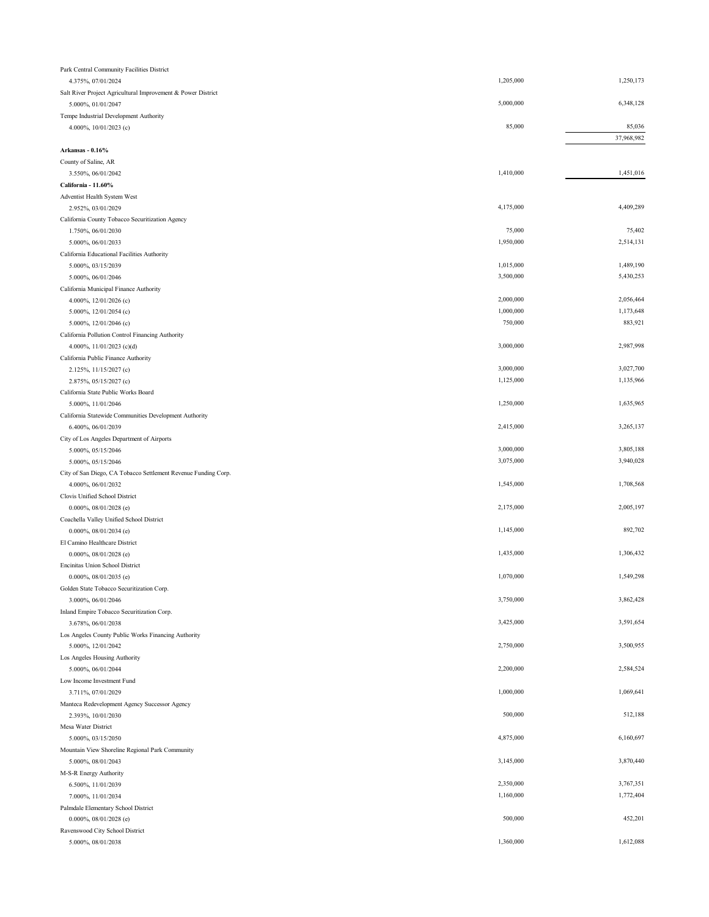| | | |
|---|---|---|
| Park Central Community Facilities District | | |
| 4.375%, 07/01/2024 | 1,205,000 | 1,250,173 |
| Salt River Project Agricultural Improvement & Power District | | |
| 5.000%, 01/01/2047 | 5,000,000 | 6,348,128 |
| Tempe Industrial Development Authority | | |
| 4.000%, 10/01/2023 (c) | 85,000 | 85,036 |
| | | 37,968,982 |
| **Arkansas - 0.16%** | | |
| County of Saline, AR | | |
| 3.550%, 06/01/2042 | 1,410,000 | 1,451,016 |
| **California - 11.60%** | | |
| Adventist Health System West | | |
| 2.952%, 03/01/2029 | 4,175,000 | 4,409,289 |
| California County Tobacco Securitization Agency | | |
| 1.750%, 06/01/2030 | 75,000 | 75,402 |
| 5.000%, 06/01/2033 | 1,950,000 | 2,514,131 |
| California Educational Facilities Authority | | |
| 5.000%, 03/15/2039 | 1,015,000 | 1,489,190 |
| 5.000%, 06/01/2046 | 3,500,000 | 5,430,253 |
| California Municipal Finance Authority | | |
| 4.000%, 12/01/2026 (c) | 2,000,000 | 2,056,464 |
| 5.000%, 12/01/2054 (c) | 1,000,000 | 1,173,648 |
| 5.000%, 12/01/2046 (c) | 750,000 | 883,921 |
| California Pollution Control Financing Authority | | |
| 4.000%, 11/01/2023 (c)(d) | 3,000,000 | 2,987,998 |
| California Public Finance Authority | | |
| 2.125%, 11/15/2027 (c) | 3,000,000 | 3,027,700 |
| 2.875%, 05/15/2027 (c) | 1,125,000 | 1,135,966 |
| California State Public Works Board | | |
| 5.000%, 11/01/2046 | 1,250,000 | 1,635,965 |
| California Statewide Communities Development Authority | | |
| 6.400%, 06/01/2039 | 2,415,000 | 3,265,137 |
| City of Los Angeles Department of Airports | | |
| 5.000%, 05/15/2046 | 3,000,000 | 3,805,188 |
| 5.000%, 05/15/2046 | 3,075,000 | 3,940,028 |
| City of San Diego, CA Tobacco Settlement Revenue Funding Corp. | | |
| 4.000%, 06/01/2032 | 1,545,000 | 1,708,568 |
| Clovis Unified School District | | |
| 0.000%, 08/01/2028 (e) | 2,175,000 | 2,005,197 |
| Coachella Valley Unified School District | | |
| 0.000%, 08/01/2034 (e) | 1,145,000 | 892,702 |
| El Camino Healthcare District | | |
| 0.000%, 08/01/2028 (e) | 1,435,000 | 1,306,432 |
| Encinitas Union School District | | |
| 0.000%, 08/01/2035 (e) | 1,070,000 | 1,549,298 |
| Golden State Tobacco Securitization Corp. | | |
| 3.000%, 06/01/2046 | 3,750,000 | 3,862,428 |
| Inland Empire Tobacco Securitization Corp. | | |
| 3.678%, 06/01/2038 | 3,425,000 | 3,591,654 |
| Los Angeles County Public Works Financing Authority | | |
| 5.000%, 12/01/2042 | 2,750,000 | 3,500,955 |
| Los Angeles Housing Authority | | |
| 5.000%, 06/01/2044 | 2,200,000 | 2,584,524 |
| Low Income Investment Fund | | |
| 3.711%, 07/01/2029 | 1,000,000 | 1,069,641 |
| Manteca Redevelopment Agency Successor Agency | | |
| 2.393%, 10/01/2030 | 500,000 | 512,188 |
| Mesa Water District | | |
| 5.000%, 03/15/2050 | 4,875,000 | 6,160,697 |
| Mountain View Shoreline Regional Park Community | | |
| 5.000%, 08/01/2043 | 3,145,000 | 3,870,440 |
| M-S-R Energy Authority | | |
| 6.500%, 11/01/2039 | 2,350,000 | 3,767,351 |
| 7.000%, 11/01/2034 | 1,160,000 | 1,772,404 |
| Palmdale Elementary School District | | |
| 0.000%, 08/01/2028 (e) | 500,000 | 452,201 |
| Ravenswood City School District | | |
| 5.000%, 08/01/2038 | 1,360,000 | 1,612,088 |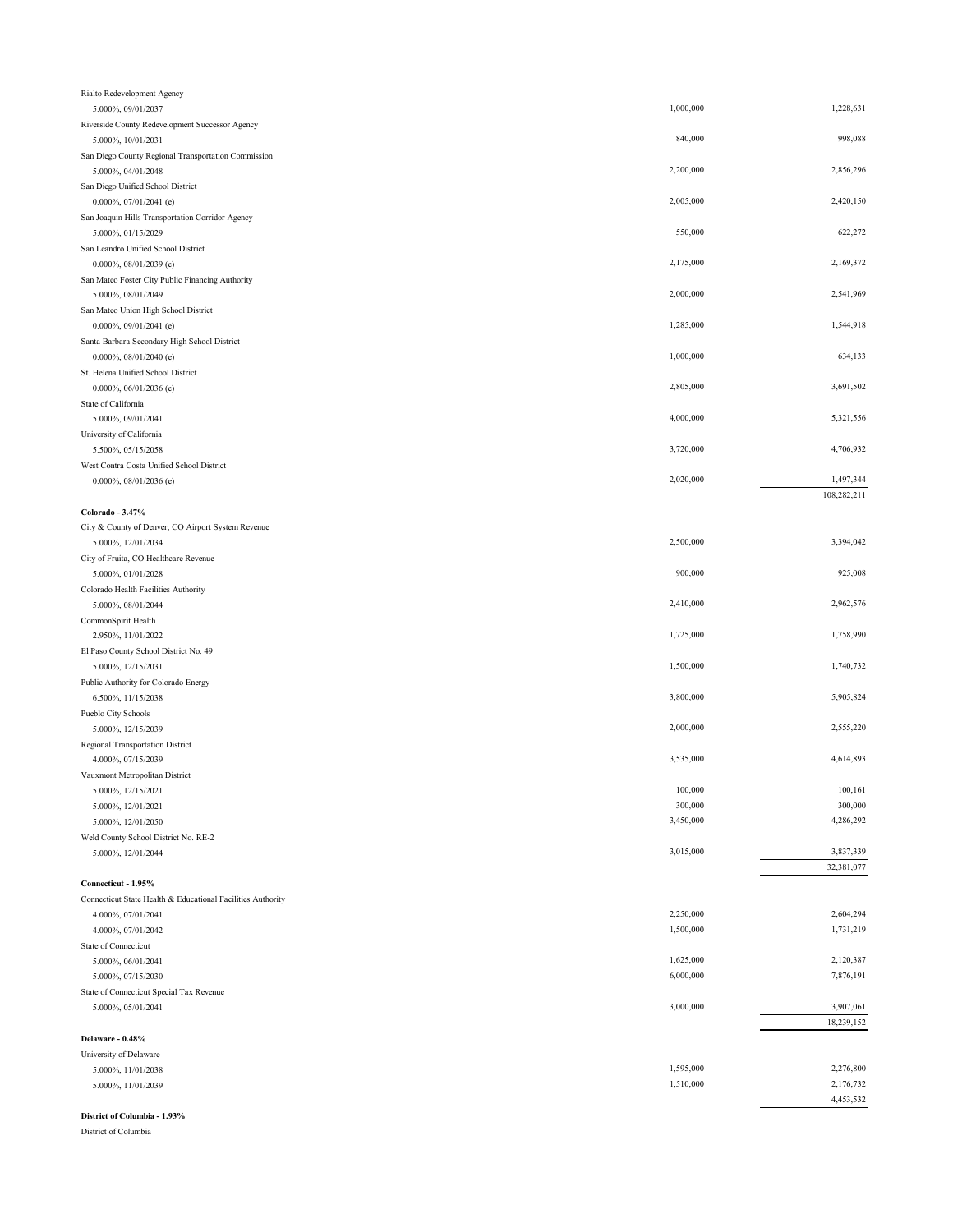| | | |
|---|---|---|
| Rialto Redevelopment Agency | | |
| 5.000%, 09/01/2037 | 1,000,000 | 1,228,631 |
| Riverside County Redevelopment Successor Agency | | |
| 5.000%, 10/01/2031 | 840,000 | 998,088 |
| San Diego County Regional Transportation Commission | | |
| 5.000%, 04/01/2048 | 2,200,000 | 2,856,296 |
| San Diego Unified School District | | |
| 0.000%, 07/01/2041 (e) | 2,005,000 | 2,420,150 |
| San Joaquin Hills Transportation Corridor Agency | | |
| 5.000%, 01/15/2029 | 550,000 | 622,272 |
| San Leandro Unified School District | | |
| 0.000%, 08/01/2039 (e) | 2,175,000 | 2,169,372 |
| San Mateo Foster City Public Financing Authority | | |
| 5.000%, 08/01/2049 | 2,000,000 | 2,541,969 |
| San Mateo Union High School District | | |
| 0.000%, 09/01/2041 (e) | 1,285,000 | 1,544,918 |
| Santa Barbara Secondary High School District | | |
| 0.000%, 08/01/2040 (e) | 1,000,000 | 634,133 |
| St. Helena Unified School District | | |
| 0.000%, 06/01/2036 (e) | 2,805,000 | 3,691,502 |
| State of California | | |
| 5.000%, 09/01/2041 | 4,000,000 | 5,321,556 |
| University of California | | |
| 5.500%, 05/15/2058 | 3,720,000 | 4,706,932 |
| West Contra Costa Unified School District | | |
| 0.000%, 08/01/2036 (e) | 2,020,000 | 1,497,344 |
| | | 108,282,211 |
| **Colorado - 3.47%** | | |
| City & County of Denver, CO Airport System Revenue | | |
| 5.000%, 12/01/2034 | 2,500,000 | 3,394,042 |
| City of Fruita, CO Healthcare Revenue | | |
| 5.000%, 01/01/2028 | 900,000 | 925,008 |
| Colorado Health Facilities Authority | | |
| 5.000%, 08/01/2044 | 2,410,000 | 2,962,576 |
| CommonSpirit Health | | |
| 2.950%, 11/01/2022 | 1,725,000 | 1,758,990 |
| El Paso County School District No. 49 | | |
| 5.000%, 12/15/2031 | 1,500,000 | 1,740,732 |
| Public Authority for Colorado Energy | | |
| 6.500%, 11/15/2038 | 3,800,000 | 5,905,824 |
| Pueblo City Schools | | |
| 5.000%, 12/15/2039 | 2,000,000 | 2,555,220 |
| Regional Transportation District | | |
| 4.000%, 07/15/2039 | 3,535,000 | 4,614,893 |
| Vauxmont Metropolitan District | | |
| 5.000%, 12/15/2021 | 100,000 | 100,161 |
| 5.000%, 12/01/2021 | 300,000 | 300,000 |
| 5.000%, 12/01/2050 | 3,450,000 | 4,286,292 |
| Weld County School District No. RE-2 | | |
| 5.000%, 12/01/2044 | 3,015,000 | 3,837,339 |
| | | 32,381,077 |
| **Connecticut - 1.95%** | | |
| Connecticut State Health & Educational Facilities Authority | | |
| 4.000%, 07/01/2041 | 2,250,000 | 2,604,294 |
| 4.000%, 07/01/2042 | 1,500,000 | 1,731,219 |
| State of Connecticut | | |
| 5.000%, 06/01/2041 | 1,625,000 | 2,120,387 |
| 5.000%, 07/15/2030 | 6,000,000 | 7,876,191 |
| State of Connecticut Special Tax Revenue | | |
| 5.000%, 05/01/2041 | 3,000,000 | 3,907,061 |
| | | 18,239,152 |
| **Delaware - 0.48%** | | |
| University of Delaware | | |
| 5.000%, 11/01/2038 | 1,595,000 | 2,276,800 |
| 5.000%, 11/01/2039 | 1,510,000 | 2,176,732 |
| | | 4,453,532 |
| **District of Columbia - 1.93%** | | |
| District of Columbia | | |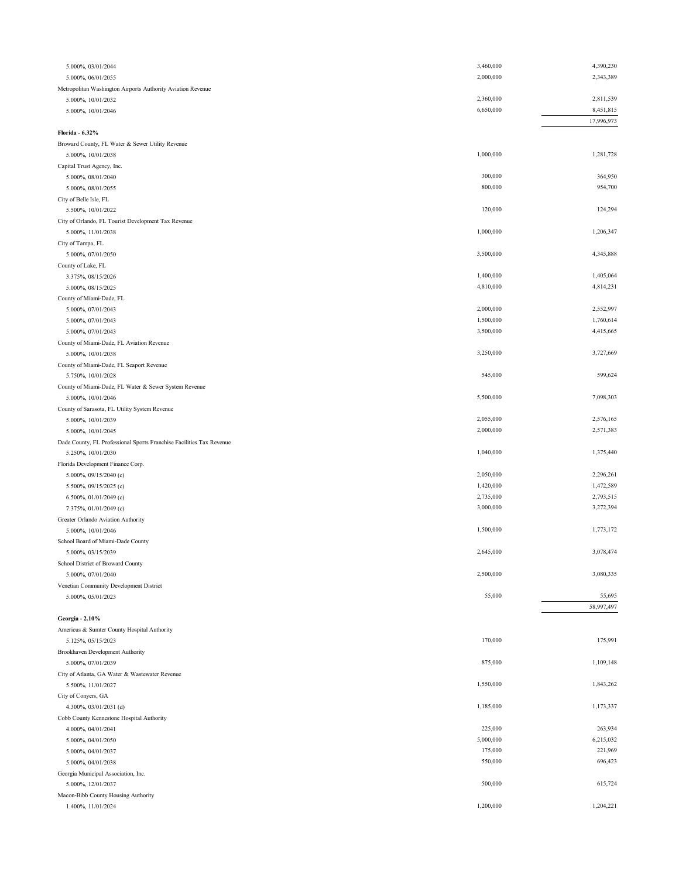| | | |
|---|---|---|
| 5.000%, 03/01/2044 | 3,460,000 | 4,390,230 |
| 5.000%, 06/01/2055 | 2,000,000 | 2,343,389 |
| Metropolitan Washington Airports Authority Aviation Revenue | | |
| 5.000%, 10/01/2032 | 2,360,000 | 2,811,539 |
| 5.000%, 10/01/2046 | 6,650,000 | 8,451,815 |
| | | 17,996,973 |
| **Florida - 6.32%** | | |
| Broward County, FL Water & Sewer Utility Revenue | | |
| 5.000%, 10/01/2038 | 1,000,000 | 1,281,728 |
| Capital Trust Agency, Inc. | | |
| 5.000%, 08/01/2040 | 300,000 | 364,950 |
| 5.000%, 08/01/2055 | 800,000 | 954,700 |
| City of Belle Isle, FL | | |
| 5.500%, 10/01/2022 | 120,000 | 124,294 |
| City of Orlando, FL Tourist Development Tax Revenue | | |
| 5.000%, 11/01/2038 | 1,000,000 | 1,206,347 |
| City of Tampa, FL | | |
| 5.000%, 07/01/2050 | 3,500,000 | 4,345,888 |
| County of Lake, FL | | |
| 3.375%, 08/15/2026 | 1,400,000 | 1,405,064 |
| 5.000%, 08/15/2025 | 4,810,000 | 4,814,231 |
| County of Miami-Dade, FL | | |
| 5.000%, 07/01/2043 | 2,000,000 | 2,552,997 |
| 5.000%, 07/01/2043 | 1,500,000 | 1,760,614 |
| 5.000%, 07/01/2043 | 3,500,000 | 4,415,665 |
| County of Miami-Dade, FL Aviation Revenue | | |
| 5.000%, 10/01/2038 | 3,250,000 | 3,727,669 |
| County of Miami-Dade, FL Seaport Revenue | | |
| 5.750%, 10/01/2028 | 545,000 | 599,624 |
| County of Miami-Dade, FL Water & Sewer System Revenue | | |
| 5.000%, 10/01/2046 | 5,500,000 | 7,098,303 |
| County of Sarasota, FL Utility System Revenue | | |
| 5.000%, 10/01/2039 | 2,055,000 | 2,576,165 |
| 5.000%, 10/01/2045 | 2,000,000 | 2,571,383 |
| Dade County, FL Professional Sports Franchise Facilities Tax Revenue | | |
| 5.250%, 10/01/2030 | 1,040,000 | 1,375,440 |
| Florida Development Finance Corp. | | |
| 5.000%, 09/15/2040 (c) | 2,050,000 | 2,296,261 |
| 5.500%, 09/15/2025 (c) | 1,420,000 | 1,472,589 |
| 6.500%, 01/01/2049 (c) | 2,735,000 | 2,793,515 |
| 7.375%, 01/01/2049 (c) | 3,000,000 | 3,272,394 |
| Greater Orlando Aviation Authority | | |
| 5.000%, 10/01/2046 | 1,500,000 | 1,773,172 |
| School Board of Miami-Dade County | | |
| 5.000%, 03/15/2039 | 2,645,000 | 3,078,474 |
| School District of Broward County | | |
| 5.000%, 07/01/2040 | 2,500,000 | 3,080,335 |
| Venetian Community Development District | | |
| 5.000%, 05/01/2023 | 55,000 | 55,695 |
| | | 58,997,497 |
| **Georgia - 2.10%** | | |
| Americus & Sumter County Hospital Authority | | |
| 5.125%, 05/15/2023 | 170,000 | 175,991 |
| Brookhaven Development Authority | | |
| 5.000%, 07/01/2039 | 875,000 | 1,109,148 |
| City of Atlanta, GA Water & Wastewater Revenue | | |
| 5.500%, 11/01/2027 | 1,550,000 | 1,843,262 |
| City of Conyers, GA | | |
| 4.300%, 03/01/2031 (d) | 1,185,000 | 1,173,337 |
| Cobb County Kennestone Hospital Authority | | |
| 4.000%, 04/01/2041 | 225,000 | 263,934 |
| 5.000%, 04/01/2050 | 5,000,000 | 6,215,032 |
| 5.000%, 04/01/2037 | 175,000 | 221,969 |
| 5.000%, 04/01/2038 | 550,000 | 696,423 |
| Georgia Municipal Association, Inc. | | |
| 5.000%, 12/01/2037 | 500,000 | 615,724 |
| Macon-Bibb County Housing Authority | | |
| 1.400%, 11/01/2024 | 1,200,000 | 1,204,221 |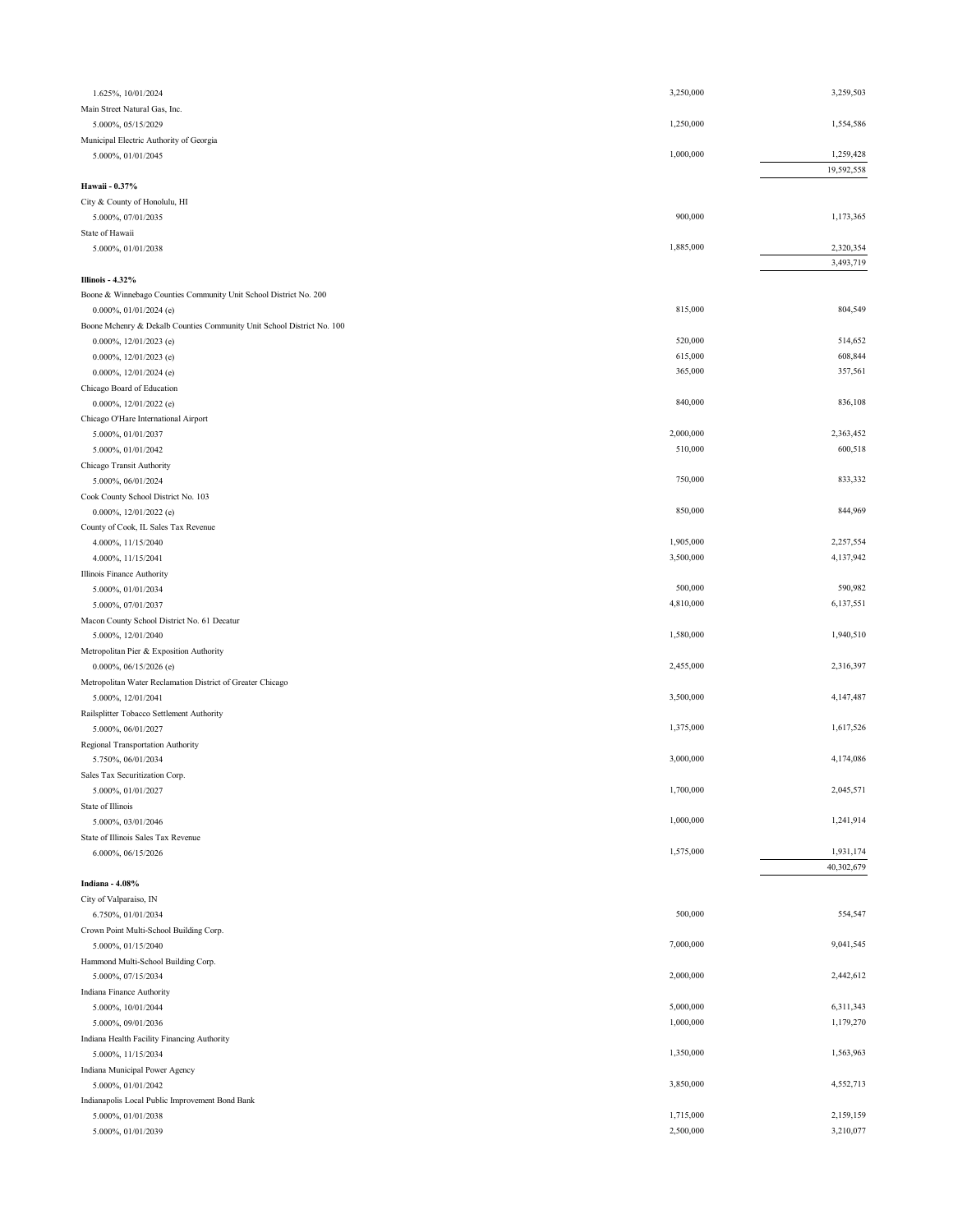| | | |
|---|---|---|
| 1.625%, 10/01/2024 | 3,250,000 | 3,259,503 |
| Main Street Natural Gas, Inc. | | |
| 5.000%, 05/15/2029 | 1,250,000 | 1,554,586 |
| Municipal Electric Authority of Georgia | | |
| 5.000%, 01/01/2045 | 1,000,000 | 1,259,428 |
| | | 19,592,558 |
| **Hawaii - 0.37%** | | |
| City & County of Honolulu, HI | | |
| 5.000%, 07/01/2035 | 900,000 | 1,173,365 |
| State of Hawaii | | |
| 5.000%, 01/01/2038 | 1,885,000 | 2,320,354 |
| | | 3,493,719 |
| **Illinois - 4.32%** | | |
| Boone & Winnebago Counties Community Unit School District No. 200 | | |
| 0.000%, 01/01/2024 (e) | 815,000 | 804,549 |
| Boone Mchenry & Dekalb Counties Community Unit School District No. 100 | | |
| 0.000%, 12/01/2023 (e) | 520,000 | 514,652 |
| 0.000%, 12/01/2023 (e) | 615,000 | 608,844 |
| 0.000%, 12/01/2024 (e) | 365,000 | 357,561 |
| Chicago Board of Education | | |
| 0.000%, 12/01/2022 (e) | 840,000 | 836,108 |
| Chicago O'Hare International Airport | | |
| 5.000%, 01/01/2037 | 2,000,000 | 2,363,452 |
| 5.000%, 01/01/2042 | 510,000 | 600,518 |
| Chicago Transit Authority | | |
| 5.000%, 06/01/2024 | 750,000 | 833,332 |
| Cook County School District No. 103 | | |
| 0.000%, 12/01/2022 (e) | 850,000 | 844,969 |
| County of Cook, IL Sales Tax Revenue | | |
| 4.000%, 11/15/2040 | 1,905,000 | 2,257,554 |
| 4.000%, 11/15/2041 | 3,500,000 | 4,137,942 |
| Illinois Finance Authority | | |
| 5.000%, 01/01/2034 | 500,000 | 590,982 |
| 5.000%, 07/01/2037 | 4,810,000 | 6,137,551 |
| Macon County School District No. 61 Decatur | | |
| 5.000%, 12/01/2040 | 1,580,000 | 1,940,510 |
| Metropolitan Pier & Exposition Authority | | |
| 0.000%, 06/15/2026 (e) | 2,455,000 | 2,316,397 |
| Metropolitan Water Reclamation District of Greater Chicago | | |
| 5.000%, 12/01/2041 | 3,500,000 | 4,147,487 |
| Railsplitter Tobacco Settlement Authority | | |
| 5.000%, 06/01/2027 | 1,375,000 | 1,617,526 |
| Regional Transportation Authority | | |
| 5.750%, 06/01/2034 | 3,000,000 | 4,174,086 |
| Sales Tax Securitization Corp. | | |
| 5.000%, 01/01/2027 | 1,700,000 | 2,045,571 |
| State of Illinois | | |
| 5.000%, 03/01/2046 | 1,000,000 | 1,241,914 |
| State of Illinois Sales Tax Revenue | | |
| 6.000%, 06/15/2026 | 1,575,000 | 1,931,174 |
| | | 40,302,679 |
| **Indiana - 4.08%** | | |
| City of Valparaiso, IN | | |
| 6.750%, 01/01/2034 | 500,000 | 554,547 |
| Crown Point Multi-School Building Corp. | | |
| 5.000%, 01/15/2040 | 7,000,000 | 9,041,545 |
| Hammond Multi-School Building Corp. | | |
| 5.000%, 07/15/2034 | 2,000,000 | 2,442,612 |
| Indiana Finance Authority | | |
| 5.000%, 10/01/2044 | 5,000,000 | 6,311,343 |
| 5.000%, 09/01/2036 | 1,000,000 | 1,179,270 |
| Indiana Health Facility Financing Authority | | |
| 5.000%, 11/15/2034 | 1,350,000 | 1,563,963 |
| Indiana Municipal Power Agency | | |
| 5.000%, 01/01/2042 | 3,850,000 | 4,552,713 |
| Indianapolis Local Public Improvement Bond Bank | | |
| 5.000%, 01/01/2038 | 1,715,000 | 2,159,159 |
| 5.000%, 01/01/2039 | 2,500,000 | 3,210,077 |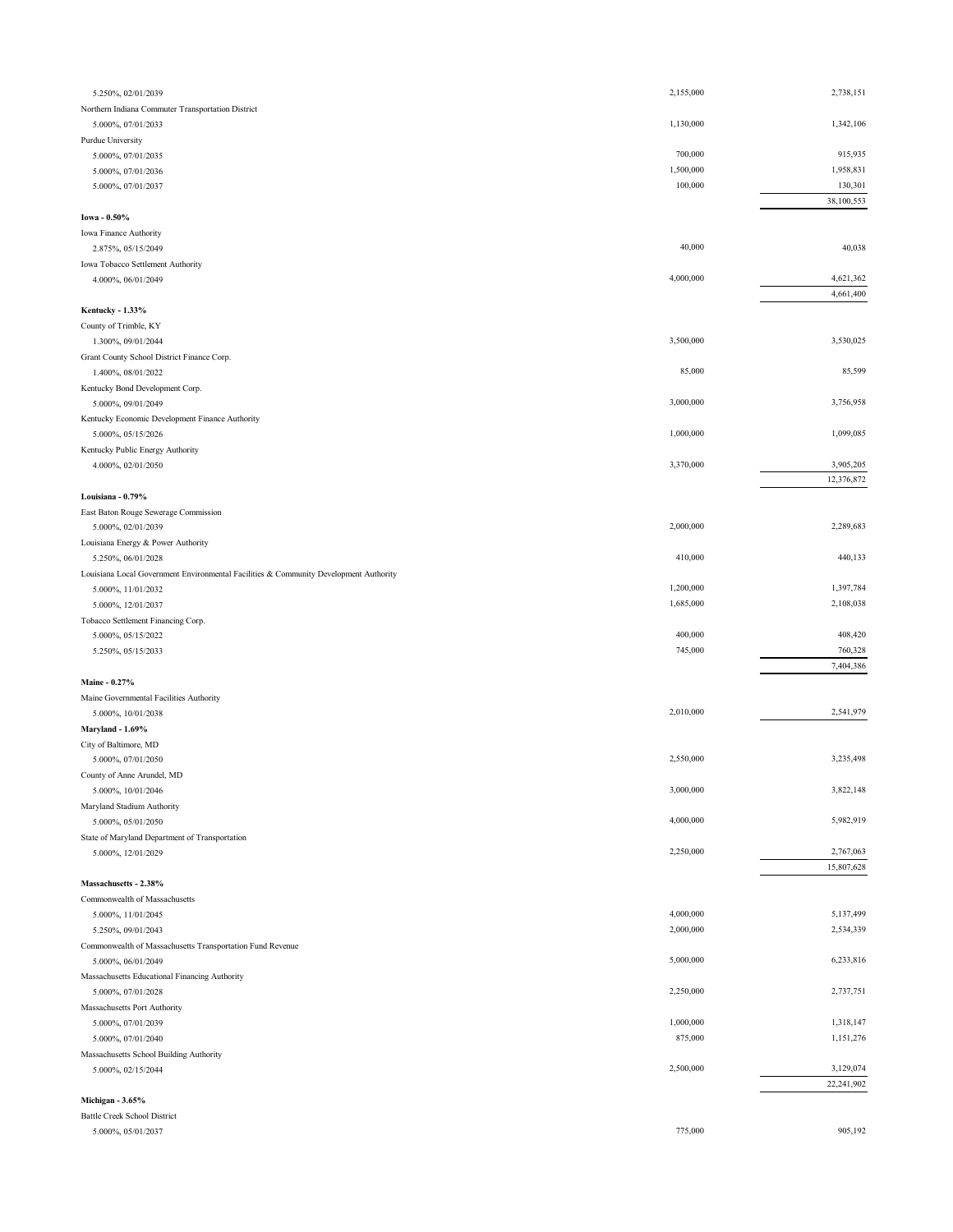| | | |
|---|---|---|
| 5.250%, 02/01/2039 | 2,155,000 | 2,738,151 |
| Northern Indiana Commuter Transportation District | | |
| 5.000%, 07/01/2033 | 1,130,000 | 1,342,106 |
| Purdue University | | |
| 5.000%, 07/01/2035 | 700,000 | 915,935 |
| 5.000%, 07/01/2036 | 1,500,000 | 1,958,831 |
| 5.000%, 07/01/2037 | 100,000 | 130,301 |
| | | 38,100,553 |
| **Iowa - 0.50%** | | |
| Iowa Finance Authority | | |
| 2.875%, 05/15/2049 | 40,000 | 40,038 |
| Iowa Tobacco Settlement Authority | | |
| 4.000%, 06/01/2049 | 4,000,000 | 4,621,362 |
| | | 4,661,400 |
| **Kentucky - 1.33%** | | |
| County of Trimble, KY | | |
| 1.300%, 09/01/2044 | 3,500,000 | 3,530,025 |
| Grant County School District Finance Corp. | | |
| 1.400%, 08/01/2022 | 85,000 | 85,599 |
| Kentucky Bond Development Corp. | | |
| 5.000%, 09/01/2049 | 3,000,000 | 3,756,958 |
| Kentucky Economic Development Finance Authority | | |
| 5.000%, 05/15/2026 | 1,000,000 | 1,099,085 |
| Kentucky Public Energy Authority | | |
| 4.000%, 02/01/2050 | 3,370,000 | 3,905,205 |
| | | 12,376,872 |
| **Louisiana - 0.79%** | | |
| East Baton Rouge Sewerage Commission | | |
| 5.000%, 02/01/2039 | 2,000,000 | 2,289,683 |
| Louisiana Energy & Power Authority | | |
| 5.250%, 06/01/2028 | 410,000 | 440,133 |
| Louisiana Local Government Environmental Facilities & Community Development Authority | | |
| 5.000%, 11/01/2032 | 1,200,000 | 1,397,784 |
| 5.000%, 12/01/2037 | 1,685,000 | 2,108,038 |
| Tobacco Settlement Financing Corp. | | |
| 5.000%, 05/15/2022 | 400,000 | 408,420 |
| 5.250%, 05/15/2033 | 745,000 | 760,328 |
| | | 7,404,386 |
| **Maine - 0.27%** | | |
| Maine Governmental Facilities Authority | | |
| 5.000%, 10/01/2038 | 2,010,000 | 2,541,979 |
| **Maryland - 1.69%** | | |
| City of Baltimore, MD | | |
| 5.000%, 07/01/2050 | 2,550,000 | 3,235,498 |
| County of Anne Arundel, MD | | |
| 5.000%, 10/01/2046 | 3,000,000 | 3,822,148 |
| Maryland Stadium Authority | | |
| 5.000%, 05/01/2050 | 4,000,000 | 5,982,919 |
| State of Maryland Department of Transportation | | |
| 5.000%, 12/01/2029 | 2,250,000 | 2,767,063 |
| | | 15,807,628 |
| **Massachusetts - 2.38%** | | |
| Commonwealth of Massachusetts | | |
| 5.000%, 11/01/2045 | 4,000,000 | 5,137,499 |
| 5.250%, 09/01/2043 | 2,000,000 | 2,534,339 |
| Commonwealth of Massachusetts Transportation Fund Revenue | | |
| 5.000%, 06/01/2049 | 5,000,000 | 6,233,816 |
| Massachusetts Educational Financing Authority | | |
| 5.000%, 07/01/2028 | 2,250,000 | 2,737,751 |
| Massachusetts Port Authority | | |
| 5.000%, 07/01/2039 | 1,000,000 | 1,318,147 |
| 5.000%, 07/01/2040 | 875,000 | 1,151,276 |
| Massachusetts School Building Authority | | |
| 5.000%, 02/15/2044 | 2,500,000 | 3,129,074 |
| | | 22,241,902 |
| **Michigan - 3.65%** | | |
| Battle Creek School District | | |
| 5.000%, 05/01/2037 | 775,000 | 905,192 |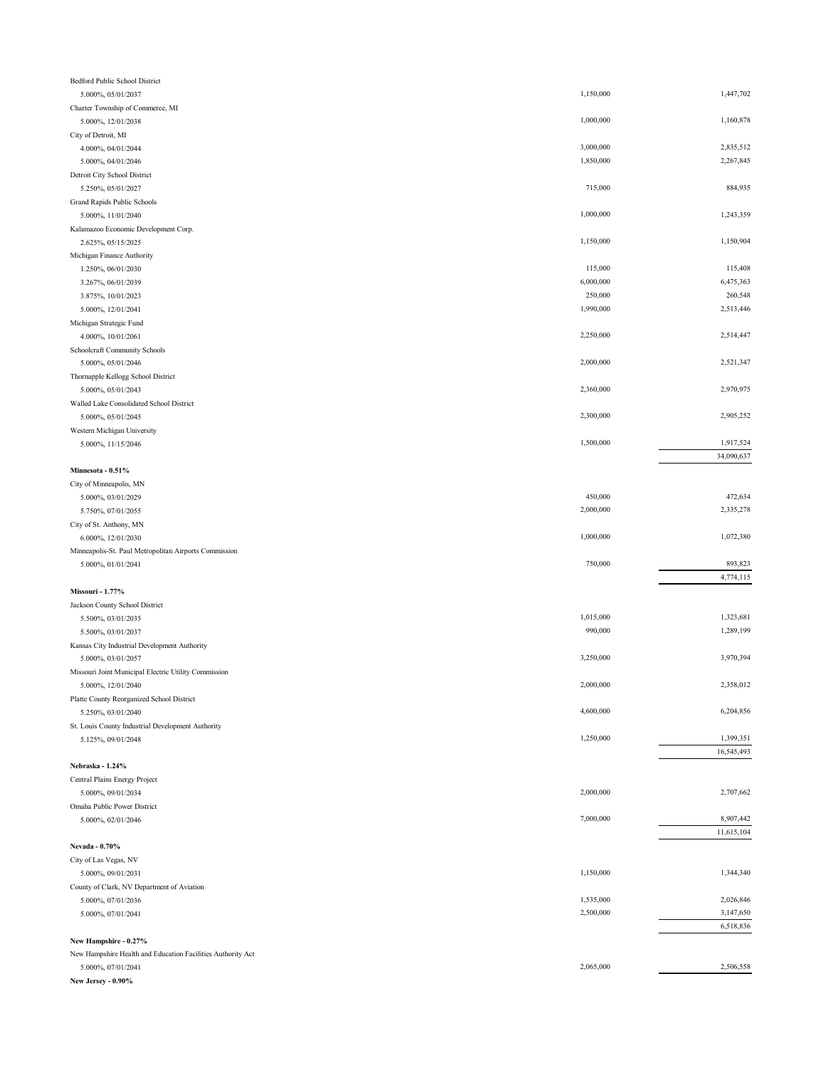| | | |
|---|---|---|
| Bedford Public School District | | |
| 5.000%, 05/01/2037 | 1,150,000 | 1,447,702 |
| Charter Township of Commerce, MI | | |
| 5.000%, 12/01/2038 | 1,000,000 | 1,160,878 |
| City of Detroit, MI | | |
| 4.000%, 04/01/2044 | 3,000,000 | 2,835,512 |
| 5.000%, 04/01/2046 | 1,850,000 | 2,267,845 |
| Detroit City School District | | |
| 5.250%, 05/01/2027 | 715,000 | 884,935 |
| Grand Rapids Public Schools | | |
| 5.000%, 11/01/2040 | 1,000,000 | 1,243,359 |
| Kalamazoo Economic Development Corp. | | |
| 2.625%, 05/15/2025 | 1,150,000 | 1,150,904 |
| Michigan Finance Authority | | |
| 1.250%, 06/01/2030 | 115,000 | 115,408 |
| 3.267%, 06/01/2039 | 6,000,000 | 6,475,363 |
| 3.875%, 10/01/2023 | 250,000 | 260,548 |
| 5.000%, 12/01/2041 | 1,990,000 | 2,513,446 |
| Michigan Strategic Fund | | |
| 4.000%, 10/01/2061 | 2,250,000 | 2,514,447 |
| Schoolcraft Community Schools | | |
| 5.000%, 05/01/2046 | 2,000,000 | 2,521,347 |
| Thornapple Kellogg School District | | |
| 5.000%, 05/01/2043 | 2,360,000 | 2,970,975 |
| Walled Lake Consolidated School District | | |
| 5.000%, 05/01/2045 | 2,300,000 | 2,905,252 |
| Western Michigan University | | |
| 5.000%, 11/15/2046 | 1,500,000 | 1,917,524 |
| | | 34,090,637 |
| **Minnesota - 0.51%** | | |
| City of Minneapolis, MN | | |
| 5.000%, 03/01/2029 | 450,000 | 472,634 |
| 5.750%, 07/01/2055 | 2,000,000 | 2,335,278 |
| City of St. Anthony, MN | | |
| 6.000%, 12/01/2030 | 1,000,000 | 1,072,380 |
| Minneapolis-St. Paul Metropolitan Airports Commission | | |
| 5.000%, 01/01/2041 | 750,000 | 893,823 |
| | | 4,774,115 |
| **Missouri - 1.77%** | | |
| Jackson County School District | | |
| 5.500%, 03/01/2035 | 1,015,000 | 1,323,681 |
| 5.500%, 03/01/2037 | 990,000 | 1,289,199 |
| Kansas City Industrial Development Authority | | |
| 5.000%, 03/01/2057 | 3,250,000 | 3,970,394 |
| Missouri Joint Municipal Electric Utility Commission | | |
| 5.000%, 12/01/2040 | 2,000,000 | 2,358,012 |
| Platte County Reorganized School District | | |
| 5.250%, 03/01/2040 | 4,600,000 | 6,204,856 |
| St. Louis County Industrial Development Authority | | |
| 5.125%, 09/01/2048 | 1,250,000 | 1,399,351 |
| | | 16,545,493 |
| **Nebraska - 1.24%** | | |
| Central Plains Energy Project | | |
| 5.000%, 09/01/2034 | 2,000,000 | 2,707,662 |
| Omaha Public Power District | | |
| 5.000%, 02/01/2046 | 7,000,000 | 8,907,442 |
| | | 11,615,104 |
| **Nevada - 0.70%** | | |
| City of Las Vegas, NV | | |
| 5.000%, 09/01/2031 | 1,150,000 | 1,344,340 |
| County of Clark, NV Department of Aviation | | |
| 5.000%, 07/01/2036 | 1,535,000 | 2,026,846 |
| 5.000%, 07/01/2041 | 2,500,000 | 3,147,650 |
| | | 6,518,836 |
| **New Hampshire - 0.27%** | | |
| New Hampshire Health and Education Facilities Authority Act | | |
| 5.000%, 07/01/2041 | 2,065,000 | 2,506,558 |
| **New Jersey - 0.90%** | | |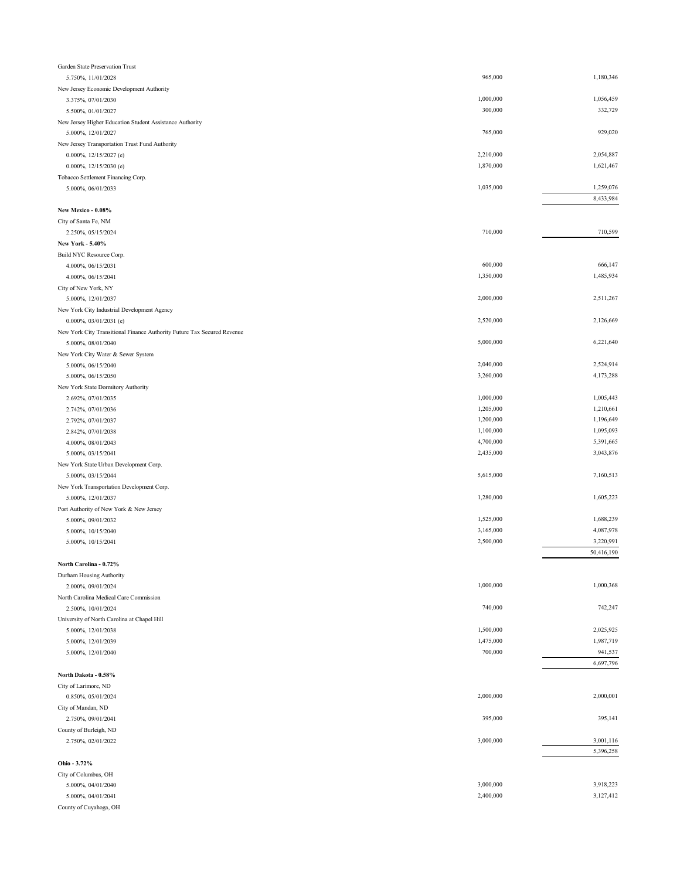| | | |
|---|---|---|
| Garden State Preservation Trust | | |
| 5.750%, 11/01/2028 | 965,000 | 1,180,346 |
| New Jersey Economic Development Authority | | |
| 3.375%, 07/01/2030 | 1,000,000 | 1,056,459 |
| 5.500%, 01/01/2027 | 300,000 | 332,729 |
| New Jersey Higher Education Student Assistance Authority | | |
| 5.000%, 12/01/2027 | 765,000 | 929,020 |
| New Jersey Transportation Trust Fund Authority | | |
| 0.000%, 12/15/2027 (e) | 2,210,000 | 2,054,887 |
| 0.000%, 12/15/2030 (e) | 1,870,000 | 1,621,467 |
| Tobacco Settlement Financing Corp. | | |
| 5.000%, 06/01/2033 | 1,035,000 | 1,259,076 |
| | | 8,433,984 |
| **New Mexico - 0.08%** | | |
| City of Santa Fe, NM | | |
| 2.250%, 05/15/2024 | 710,000 | 710,599 |
| **New York - 5.40%** | | |
| Build NYC Resource Corp. | | |
| 4.000%, 06/15/2031 | 600,000 | 666,147 |
| 4.000%, 06/15/2041 | 1,350,000 | 1,485,934 |
| City of New York, NY | | |
| 5.000%, 12/01/2037 | 2,000,000 | 2,511,267 |
| New York City Industrial Development Agency | | |
| 0.000%, 03/01/2031 (e) | 2,520,000 | 2,126,669 |
| New York City Transitional Finance Authority Future Tax Secured Revenue | | |
| 5.000%, 08/01/2040 | 5,000,000 | 6,221,640 |
| New York City Water & Sewer System | | |
| 5.000%, 06/15/2040 | 2,040,000 | 2,524,914 |
| 5.000%, 06/15/2050 | 3,260,000 | 4,173,288 |
| New York State Dormitory Authority | | |
| 2.692%, 07/01/2035 | 1,000,000 | 1,005,443 |
| 2.742%, 07/01/2036 | 1,205,000 | 1,210,661 |
| 2.792%, 07/01/2037 | 1,200,000 | 1,196,649 |
| 2.842%, 07/01/2038 | 1,100,000 | 1,095,093 |
| 4.000%, 08/01/2043 | 4,700,000 | 5,391,665 |
| 5.000%, 03/15/2041 | 2,435,000 | 3,043,876 |
| New York State Urban Development Corp. | | |
| 5.000%, 03/15/2044 | 5,615,000 | 7,160,513 |
| New York Transportation Development Corp. | | |
| 5.000%, 12/01/2037 | 1,280,000 | 1,605,223 |
| Port Authority of New York & New Jersey | | |
| 5.000%, 09/01/2032 | 1,525,000 | 1,688,239 |
| 5.000%, 10/15/2040 | 3,165,000 | 4,087,978 |
| 5.000%, 10/15/2041 | 2,500,000 | 3,220,991 |
| | | 50,416,190 |
| **North Carolina - 0.72%** | | |
| Durham Housing Authority | | |
| 2.000%, 09/01/2024 | 1,000,000 | 1,000,368 |
| North Carolina Medical Care Commission | | |
| 2.500%, 10/01/2024 | 740,000 | 742,247 |
| University of North Carolina at Chapel Hill | | |
| 5.000%, 12/01/2038 | 1,500,000 | 2,025,925 |
| 5.000%, 12/01/2039 | 1,475,000 | 1,987,719 |
| 5.000%, 12/01/2040 | 700,000 | 941,537 |
| | | 6,697,796 |
| **North Dakota - 0.58%** | | |
| City of Larimore, ND | | |
| 0.850%, 05/01/2024 | 2,000,000 | 2,000,001 |
| City of Mandan, ND | | |
| 2.750%, 09/01/2041 | 395,000 | 395,141 |
| County of Burleigh, ND | | |
| 2.750%, 02/01/2022 | 3,000,000 | 3,001,116 |
| | | 5,396,258 |
| **Ohio - 3.72%** | | |
| City of Columbus, OH | | |
| 5.000%, 04/01/2040 | 3,000,000 | 3,918,223 |
| 5.000%, 04/01/2041 | 2,400,000 | 3,127,412 |
| County of Cuyahoga, OH | | |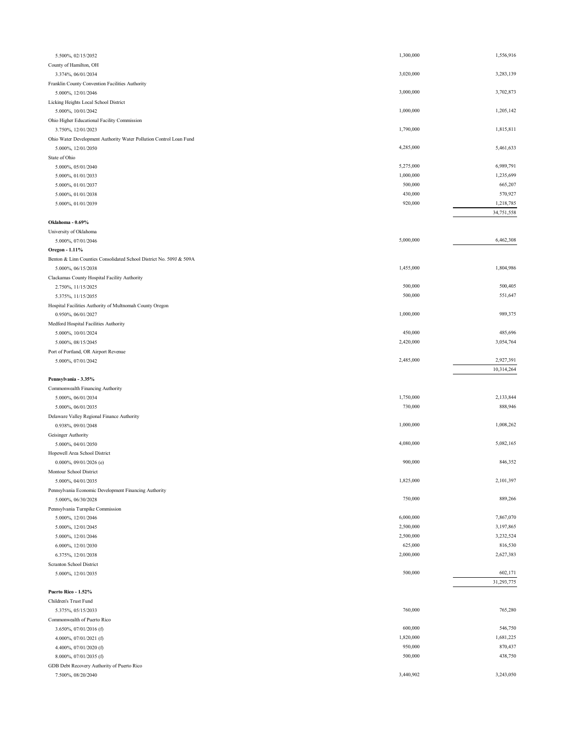| | | |
|---|---|---|
| 5.500%, 02/15/2052 | 1,300,000 | 1,556,916 |
| County of Hamilton, OH | | |
| 3.374%, 06/01/2034 | 3,020,000 | 3,283,139 |
| Franklin County Convention Facilities Authority | | |
| 5.000%, 12/01/2046 | 3,000,000 | 3,702,873 |
| Licking Heights Local School District | | |
| 5.000%, 10/01/2042 | 1,000,000 | 1,205,142 |
| Ohio Higher Educational Facility Commission | | |
| 3.750%, 12/01/2023 | 1,790,000 | 1,815,811 |
| Ohio Water Development Authority Water Pollution Control Loan Fund | | |
| 5.000%, 12/01/2050 | 4,285,000 | 5,461,633 |
| State of Ohio | | |
| 5.000%, 05/01/2040 | 5,275,000 | 6,989,791 |
| 5.000%, 01/01/2033 | 1,000,000 | 1,235,699 |
| 5.000%, 01/01/2037 | 500,000 | 665,207 |
| 5.000%, 01/01/2038 | 430,000 | 570,927 |
| 5.000%, 01/01/2039 | 920,000 | 1,218,785 |
| | | 34,751,558 |
| **Oklahoma - 0.69%** | | |
| University of Oklahoma | | |
| 5.000%, 07/01/2046 | 5,000,000 | 6,462,308 |
| **Oregon - 1.11%** | | |
| Benton & Linn Counties Consolidated School District No. 509J & 509A | | |
| 5.000%, 06/15/2038 | 1,455,000 | 1,804,986 |
| Clackamas County Hospital Facility Authority | | |
| 2.750%, 11/15/2025 | 500,000 | 500,405 |
| 5.375%, 11/15/2055 | 500,000 | 551,647 |
| Hospital Facilities Authority of Multnomah County Oregon | | |
| 0.950%, 06/01/2027 | 1,000,000 | 989,375 |
| Medford Hospital Facilities Authority | | |
| 5.000%, 10/01/2024 | 450,000 | 485,696 |
| 5.000%, 08/15/2045 | 2,420,000 | 3,054,764 |
| Port of Portland, OR Airport Revenue | | |
| 5.000%, 07/01/2042 | 2,485,000 | 2,927,391 |
| | | 10,314,264 |
| **Pennsylvania - 3.35%** | | |
| Commonwealth Financing Authority | | |
| 5.000%, 06/01/2034 | 1,750,000 | 2,133,844 |
| 5.000%, 06/01/2035 | 730,000 | 888,946 |
| Delaware Valley Regional Finance Authority | | |
| 0.938%, 09/01/2048 | 1,000,000 | 1,008,262 |
| Geisinger Authority | | |
| 5.000%, 04/01/2050 | 4,080,000 | 5,082,165 |
| Hopewell Area School District | | |
| 0.000%, 09/01/2026 (e) | 900,000 | 846,352 |
| Montour School District | | |
| 5.000%, 04/01/2035 | 1,825,000 | 2,101,397 |
| Pennsylvania Economic Development Financing Authority | | |
| 5.000%, 06/30/2028 | 750,000 | 889,266 |
| Pennsylvania Turnpike Commission | | |
| 5.000%, 12/01/2046 | 6,000,000 | 7,867,070 |
| 5.000%, 12/01/2045 | 2,500,000 | 3,197,865 |
| 5.000%, 12/01/2046 | 2,500,000 | 3,232,524 |
| 6.000%, 12/01/2030 | 625,000 | 816,530 |
| 6.375%, 12/01/2038 | 2,000,000 | 2,627,383 |
| Scranton School District | | |
| 5.000%, 12/01/2035 | 500,000 | 602,171 |
| | | 31,293,775 |
| **Puerto Rico - 1.52%** | | |
| Children's Trust Fund | | |
| 5.375%, 05/15/2033 | 760,000 | 765,280 |
| Commonwealth of Puerto Rico | | |
| 3.650%, 07/01/2016 (f) | 600,000 | 546,750 |
| 4.000%, 07/01/2021 (f) | 1,820,000 | 1,681,225 |
| 4.400%, 07/01/2020 (f) | 950,000 | 870,437 |
| 8.000%, 07/01/2035 (f) | 500,000 | 438,750 |
| GDB Debt Recovery Authority of Puerto Rico | | |
| 7.500%, 08/20/2040 | 3,440,902 | 3,243,050 |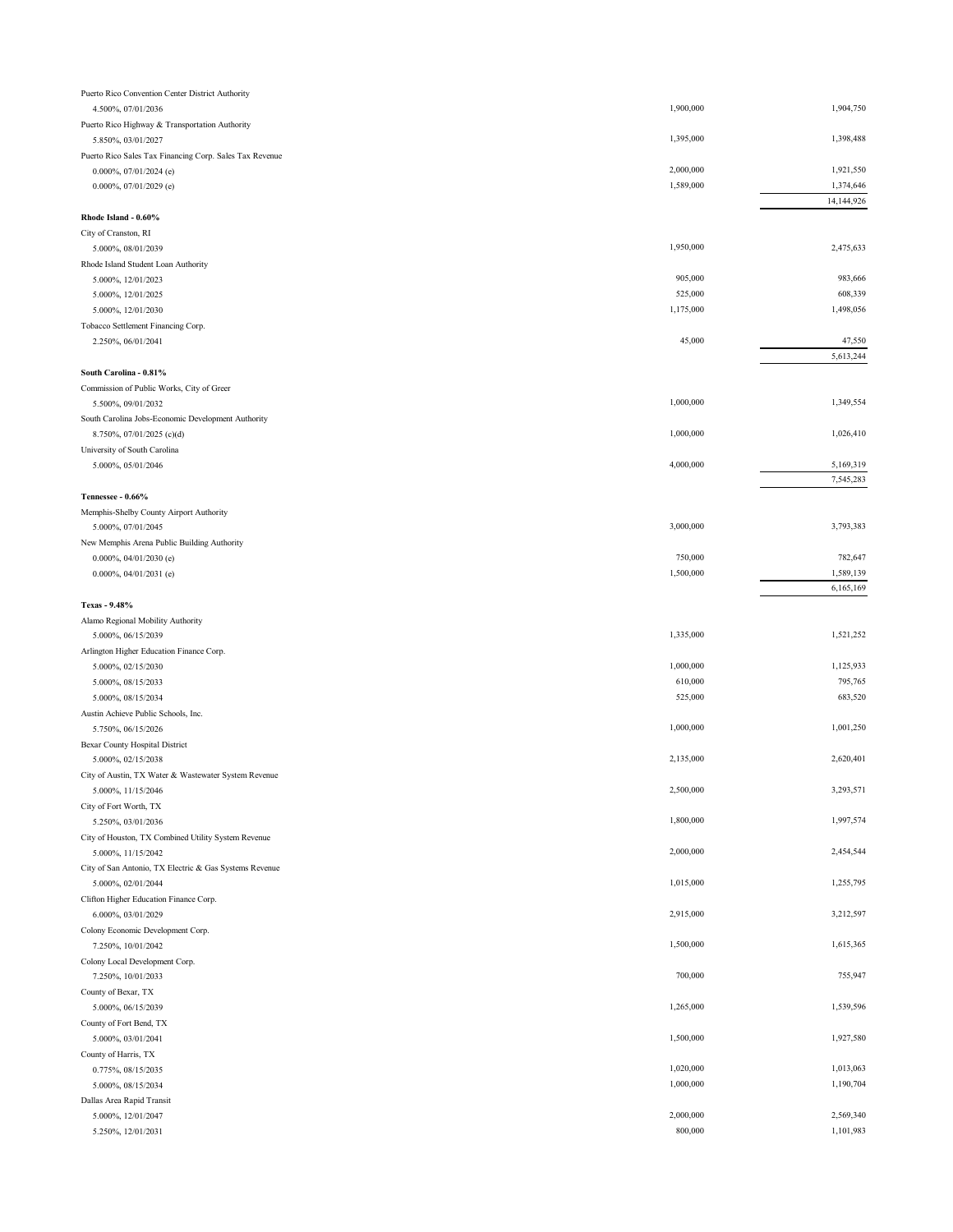| | | |
|---|---|---|
| Puerto Rico Convention Center District Authority | | |
| 4.500%, 07/01/2036 | 1,900,000 | 1,904,750 |
| Puerto Rico Highway & Transportation Authority | | |
| 5.850%, 03/01/2027 | 1,395,000 | 1,398,488 |
| Puerto Rico Sales Tax Financing Corp. Sales Tax Revenue | | |
| 0.000%, 07/01/2024 (e) | 2,000,000 | 1,921,550 |
| 0.000%, 07/01/2029 (e) | 1,589,000 | 1,374,646 |
| | | 14,144,926 |
| **Rhode Island - 0.60%** | | |
| City of Cranston, RI | | |
| 5.000%, 08/01/2039 | 1,950,000 | 2,475,633 |
| Rhode Island Student Loan Authority | | |
| 5.000%, 12/01/2023 | 905,000 | 983,666 |
| 5.000%, 12/01/2025 | 525,000 | 608,339 |
| 5.000%, 12/01/2030 | 1,175,000 | 1,498,056 |
| Tobacco Settlement Financing Corp. | | |
| 2.250%, 06/01/2041 | 45,000 | 47,550 |
| | | 5,613,244 |
| **South Carolina - 0.81%** | | |
| Commission of Public Works, City of Greer | | |
| 5.500%, 09/01/2032 | 1,000,000 | 1,349,554 |
| South Carolina Jobs-Economic Development Authority | | |
| 8.750%, 07/01/2025 (c)(d) | 1,000,000 | 1,026,410 |
| University of South Carolina | | |
| 5.000%, 05/01/2046 | 4,000,000 | 5,169,319 |
| | | 7,545,283 |
| **Tennessee - 0.66%** | | |
| Memphis-Shelby County Airport Authority | | |
| 5.000%, 07/01/2045 | 3,000,000 | 3,793,383 |
| New Memphis Arena Public Building Authority | | |
| 0.000%, 04/01/2030 (e) | 750,000 | 782,647 |
| 0.000%, 04/01/2031 (e) | 1,500,000 | 1,589,139 |
| | | 6,165,169 |
| **Texas - 9.48%** | | |
| Alamo Regional Mobility Authority | | |
| 5.000%, 06/15/2039 | 1,335,000 | 1,521,252 |
| Arlington Higher Education Finance Corp. | | |
| 5.000%, 02/15/2030 | 1,000,000 | 1,125,933 |
| 5.000%, 08/15/2033 | 610,000 | 795,765 |
| 5.000%, 08/15/2034 | 525,000 | 683,520 |
| Austin Achieve Public Schools, Inc. | | |
| 5.750%, 06/15/2026 | 1,000,000 | 1,001,250 |
| Bexar County Hospital District | | |
| 5.000%, 02/15/2038 | 2,135,000 | 2,620,401 |
| City of Austin, TX Water & Wastewater System Revenue | | |
| 5.000%, 11/15/2046 | 2,500,000 | 3,293,571 |
| City of Fort Worth, TX | | |
| 5.250%, 03/01/2036 | 1,800,000 | 1,997,574 |
| City of Houston, TX Combined Utility System Revenue | | |
| 5.000%, 11/15/2042 | 2,000,000 | 2,454,544 |
| City of San Antonio, TX Electric & Gas Systems Revenue | | |
| 5.000%, 02/01/2044 | 1,015,000 | 1,255,795 |
| Clifton Higher Education Finance Corp. | | |
| 6.000%, 03/01/2029 | 2,915,000 | 3,212,597 |
| Colony Economic Development Corp. | | |
| 7.250%, 10/01/2042 | 1,500,000 | 1,615,365 |
| Colony Local Development Corp. | | |
| 7.250%, 10/01/2033 | 700,000 | 755,947 |
| County of Bexar, TX | | |
| 5.000%, 06/15/2039 | 1,265,000 | 1,539,596 |
| County of Fort Bend, TX | | |
| 5.000%, 03/01/2041 | 1,500,000 | 1,927,580 |
| County of Harris, TX | | |
| 0.775%, 08/15/2035 | 1,020,000 | 1,013,063 |
| 5.000%, 08/15/2034 | 1,000,000 | 1,190,704 |
| Dallas Area Rapid Transit | | |
| 5.000%, 12/01/2047 | 2,000,000 | 2,569,340 |
| 5.250%, 12/01/2031 | 800,000 | 1,101,983 |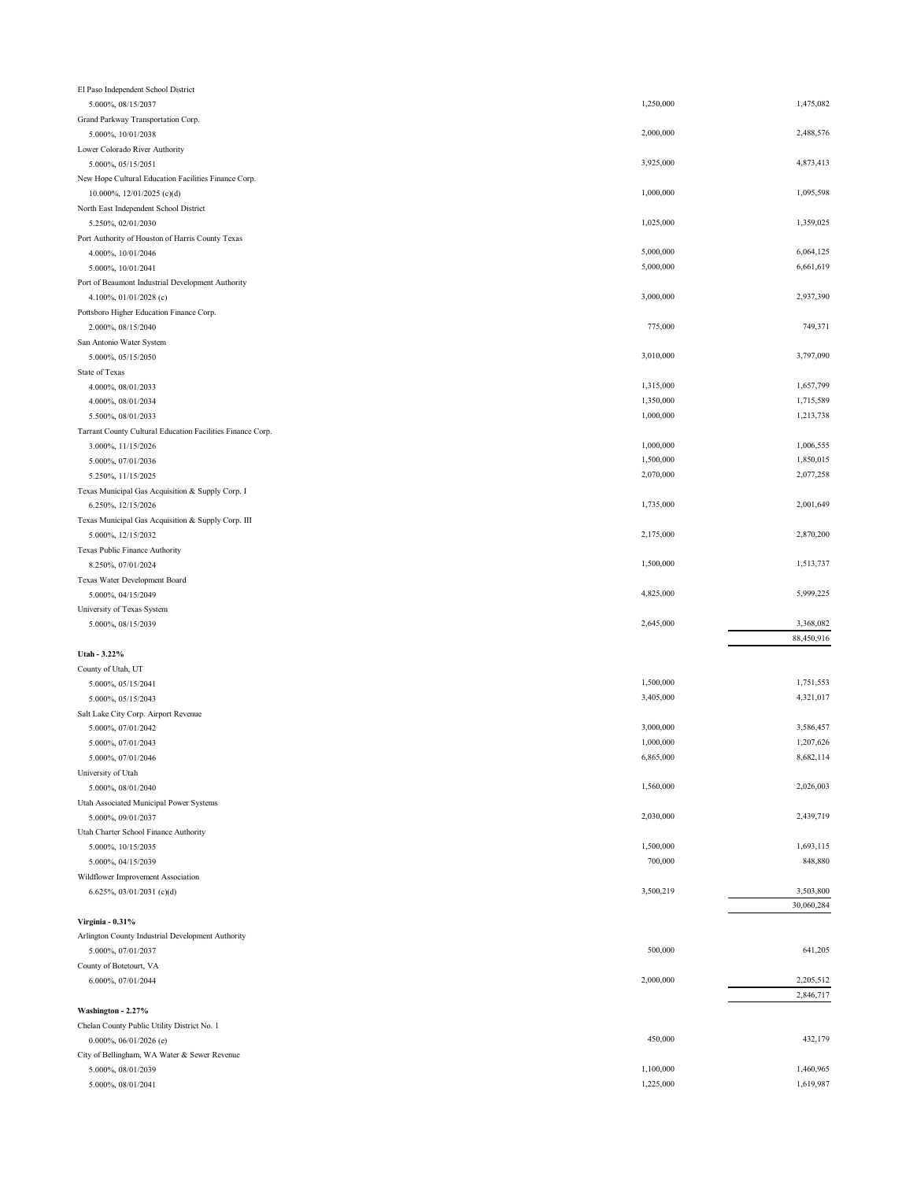| | | |
|---|---|---|
| El Paso Independent School District | | |
| 5.000%, 08/15/2037 | 1,250,000 | 1,475,082 |
| Grand Parkway Transportation Corp. | | |
| 5.000%, 10/01/2038 | 2,000,000 | 2,488,576 |
| Lower Colorado River Authority | | |
| 5.000%, 05/15/2051 | 3,925,000 | 4,873,413 |
| New Hope Cultural Education Facilities Finance Corp. | | |
| 10.000%, 12/01/2025 (c)(d) | 1,000,000 | 1,095,598 |
| North East Independent School District | | |
| 5.250%, 02/01/2030 | 1,025,000 | 1,359,025 |
| Port Authority of Houston of Harris County Texas | | |
| 4.000%, 10/01/2046 | 5,000,000 | 6,064,125 |
| 5.000%, 10/01/2041 | 5,000,000 | 6,661,619 |
| Port of Beaumont Industrial Development Authority | | |
| 4.100%, 01/01/2028 (c) | 3,000,000 | 2,937,390 |
| Pottsboro Higher Education Finance Corp. | | |
| 2.000%, 08/15/2040 | 775,000 | 749,371 |
| San Antonio Water System | | |
| 5.000%, 05/15/2050 | 3,010,000 | 3,797,090 |
| State of Texas | | |
| 4.000%, 08/01/2033 | 1,315,000 | 1,657,799 |
| 4.000%, 08/01/2034 | 1,350,000 | 1,715,589 |
| 5.500%, 08/01/2033 | 1,000,000 | 1,213,738 |
| Tarrant County Cultural Education Facilities Finance Corp. | | |
| 3.000%, 11/15/2026 | 1,000,000 | 1,006,555 |
| 5.000%, 07/01/2036 | 1,500,000 | 1,850,015 |
| 5.250%, 11/15/2025 | 2,070,000 | 2,077,258 |
| Texas Municipal Gas Acquisition & Supply Corp. I | | |
| 6.250%, 12/15/2026 | 1,735,000 | 2,001,649 |
| Texas Municipal Gas Acquisition & Supply Corp. III | | |
| 5.000%, 12/15/2032 | 2,175,000 | 2,870,200 |
| Texas Public Finance Authority | | |
| 8.250%, 07/01/2024 | 1,500,000 | 1,513,737 |
| Texas Water Development Board | | |
| 5.000%, 04/15/2049 | 4,825,000 | 5,999,225 |
| University of Texas System | | |
| 5.000%, 08/15/2039 | 2,645,000 | 3,368,082 |
| | | 88,450,916 |
| **Utah - 3.22%** | | |
| County of Utah, UT | | |
| 5.000%, 05/15/2041 | 1,500,000 | 1,751,553 |
| 5.000%, 05/15/2043 | 3,405,000 | 4,321,017 |
| Salt Lake City Corp. Airport Revenue | | |
| 5.000%, 07/01/2042 | 3,000,000 | 3,586,457 |
| 5.000%, 07/01/2043 | 1,000,000 | 1,207,626 |
| 5.000%, 07/01/2046 | 6,865,000 | 8,682,114 |
| University of Utah | | |
| 5.000%, 08/01/2040 | 1,560,000 | 2,026,003 |
| Utah Associated Municipal Power Systems | | |
| 5.000%, 09/01/2037 | 2,030,000 | 2,439,719 |
| Utah Charter School Finance Authority | | |
| 5.000%, 10/15/2035 | 1,500,000 | 1,693,115 |
| 5.000%, 04/15/2039 | 700,000 | 848,880 |
| Wildflower Improvement Association | | |
| 6.625%, 03/01/2031 (c)(d) | 3,500,219 | 3,503,800 |
| | | 30,060,284 |
| **Virginia - 0.31%** | | |
| Arlington County Industrial Development Authority | | |
| 5.000%, 07/01/2037 | 500,000 | 641,205 |
| County of Botetourt, VA | | |
| 6.000%, 07/01/2044 | 2,000,000 | 2,205,512 |
| | | 2,846,717 |
| **Washington - 2.27%** | | |
| Chelan County Public Utility District No. 1 | | |
| 0.000%, 06/01/2026 (e) | 450,000 | 432,179 |
| City of Bellingham, WA Water & Sewer Revenue | | |
| 5.000%, 08/01/2039 | 1,100,000 | 1,460,965 |
| 5.000%, 08/01/2041 | 1,225,000 | 1,619,987 |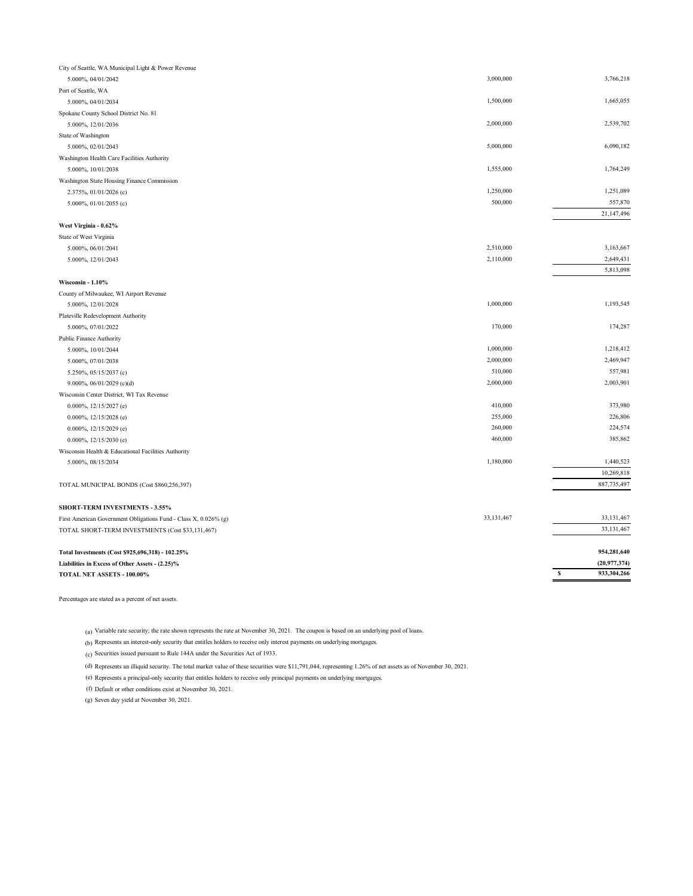| | | |
|---|---|---|
| City of Seattle, WA Municipal Light & Power Revenue | | |
| 5.000%, 04/01/2042 | 3,000,000 | 3,766,218 |
| Port of Seattle, WA | | |
| 5.000%, 04/01/2034 | 1,500,000 | 1,665,055 |
| Spokane County School District No. 81 | | |
| 5.000%, 12/01/2036 | 2,000,000 | 2,539,702 |
| State of Washington | | |
| 5.000%, 02/01/2043 | 5,000,000 | 6,090,182 |
| Washington Health Care Facilities Authority | | |
| 5.000%, 10/01/2038 | 1,555,000 | 1,764,249 |
| Washington State Housing Finance Commission | | |
| 2.375%, 01/01/2026 (c) | 1,250,000 | 1,251,089 |
| 5.000%, 01/01/2055 (c) | 500,000 | 557,870 |
| | | 21,147,496 |
| **West Virginia - 0.62%** | | |
| State of West Virginia | | |
| 5.000%, 06/01/2041 | 2,510,000 | 3,163,667 |
| 5.000%, 12/01/2043 | 2,110,000 | 2,649,431 |
| | | 5,813,098 |
| **Wisconsin - 1.10%** | | |
| County of Milwaukee, WI Airport Revenue | | |
| 5.000%, 12/01/2028 | 1,000,000 | 1,193,545 |
| Platteville Redevelopment Authority | | |
| 5.000%, 07/01/2022 | 170,000 | 174,287 |
| Public Finance Authority | | |
| 5.000%, 10/01/2044 | 1,000,000 | 1,218,412 |
| 5.000%, 07/01/2038 | 2,000,000 | 2,469,947 |
| 5.250%, 05/15/2037 (c) | 510,000 | 557,981 |
| 9.000%, 06/01/2029 (c)(d) | 2,000,000 | 2,003,901 |
| Wisconsin Center District, WI Tax Revenue | | |
| 0.000%, 12/15/2027 (e) | 410,000 | 373,980 |
| 0.000%, 12/15/2028 (e) | 255,000 | 226,806 |
| 0.000%, 12/15/2029 (e) | 260,000 | 224,574 |
| 0.000%, 12/15/2030 (e) | 460,000 | 385,862 |
| Wisconsin Health & Educational Facilities Authority | | |
| 5.000%, 08/15/2034 | 1,180,000 | 1,440,523 |
| | | 10,269,818 |
| TOTAL MUNICIPAL BONDS (Cost $860,256,397) | | 887,735,497 |
| **SHORT-TERM INVESTMENTS - 3.55%** | | |
| First American Government Obligations Fund - Class X, 0.026% (g) | 33,131,467 | 33,131,467 |
| TOTAL SHORT-TERM INVESTMENTS (Cost $33,131,467) | | 33,131,467 |
| **Total Investments (Cost $925,696,318) - 102.25%** | | **954,281,640** |
| **Liabilities in Excess of Other Assets - (2.25)%** | | **(20,977,374)** |
| **TOTAL NET ASSETS - 100.00%** | | **$ 933,304,266** |

Percentages are stated as a percent of net assets.

(a) Variable rate security; the rate shown represents the rate at November 30, 2021. The coupon is based on an underlying pool of loans.

(b) Represents an interest-only security that entitles holders to receive only interest payments on underlying mortgages.

(c) Securities issued pursuant to Rule 144A under the Securities Act of 1933.

(d) Represents an illiquid security. The total market value of these securities were $11,791,044, representing 1.26% of net assets as of November 30, 2021.

(e) Represents a principal-only security that entitles holders to receive only principal payments on underlying mortgages.

(f) Default or other conditions exist at November 30, 2021.

(g) Seven day yield at November 30, 2021.